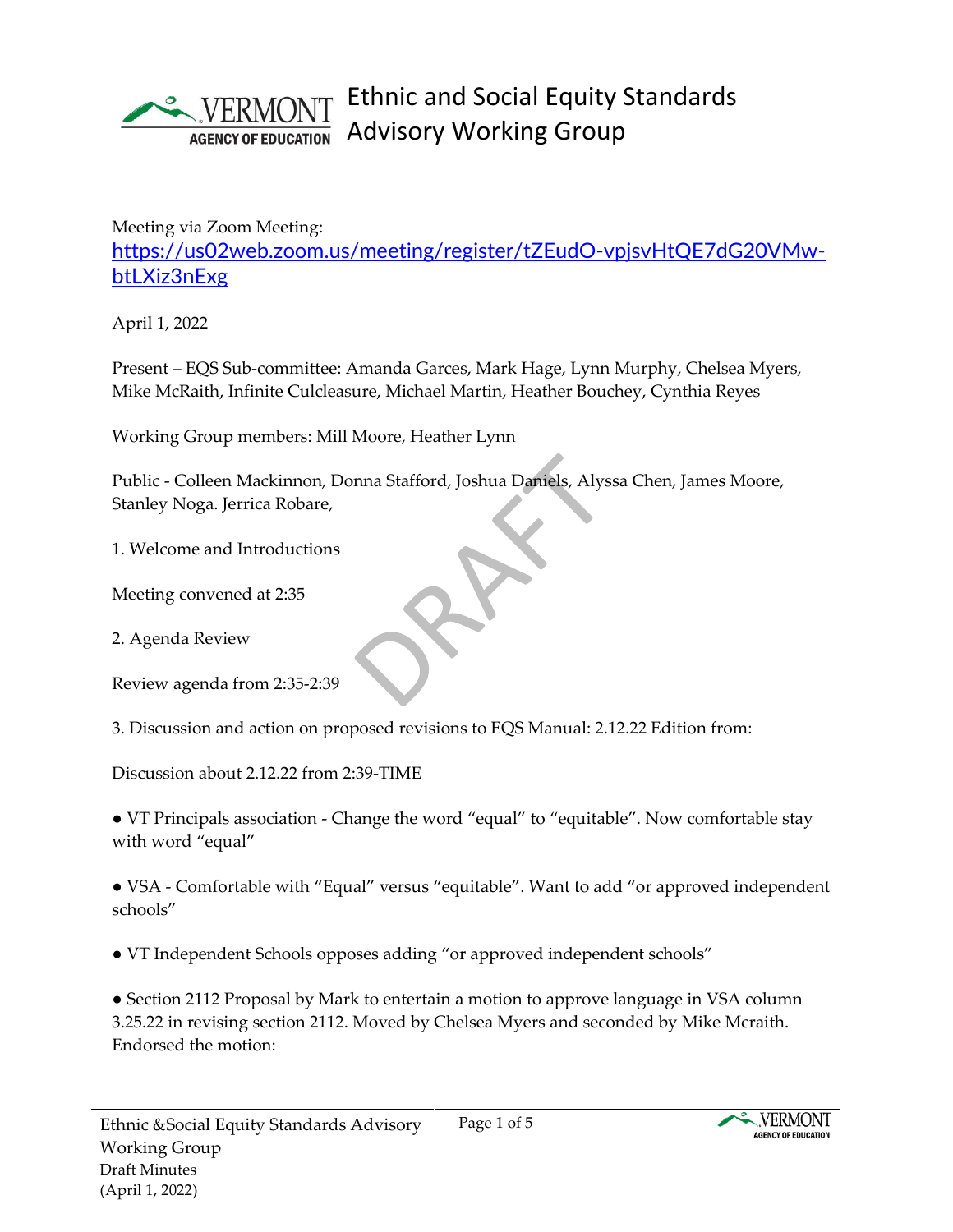# Ethnic and Social Equity Standards Advisory Working Group

Meeting via Zoom Meeting: [https://us02web.zoom.us/meeting/register/tZEudO-vpjsvHtQE7dG20VMw-btLXiz3nExg](https://us02web.zoom.us/meeting/register/tZEudO-vpjsvHtQE7dG20VMw-btLXiz3nExg)

April 1, 2022

Present – EQS Sub-committee: Amanda Garces, Mark Hage, Lynn Murphy, Chelsea Myers, Mike McRaith, Infinite Culcleasure, Michael Martin, Heather Bouchey, Cynthia Reyes

Working Group members: Mill Moore, Heather Lynn

Public - Colleen Mackinnon, Donna Stafford, Joshua Daniels, Alyssa Chen, James Moore, Stanley Noga. Jerrica Robare,

1. Welcome and Introductions

Meeting convened at 2:35

2. Agenda Review

Review agenda from 2:35-2:39

3. Discussion and action on proposed revisions to EQS Manual: 2.12.22 Edition from:

Discussion about 2.12.22 from 2:39-TIME

- VT Principals association - Change the word "equal" to "equitable". Now comfortable stay with word "equal"
- VSA - Comfortable with "Equal" versus "equitable". Want to add "or approved independent schools"
- VT Independent Schools opposes adding "or approved independent schools"
- Section 2112 Proposal by Mark to entertain a motion to approve language in VSA column 3.25.22 in revising section 2112. Moved by Chelsea Myers and seconded by Mike Mcraith. Endorsed the motion: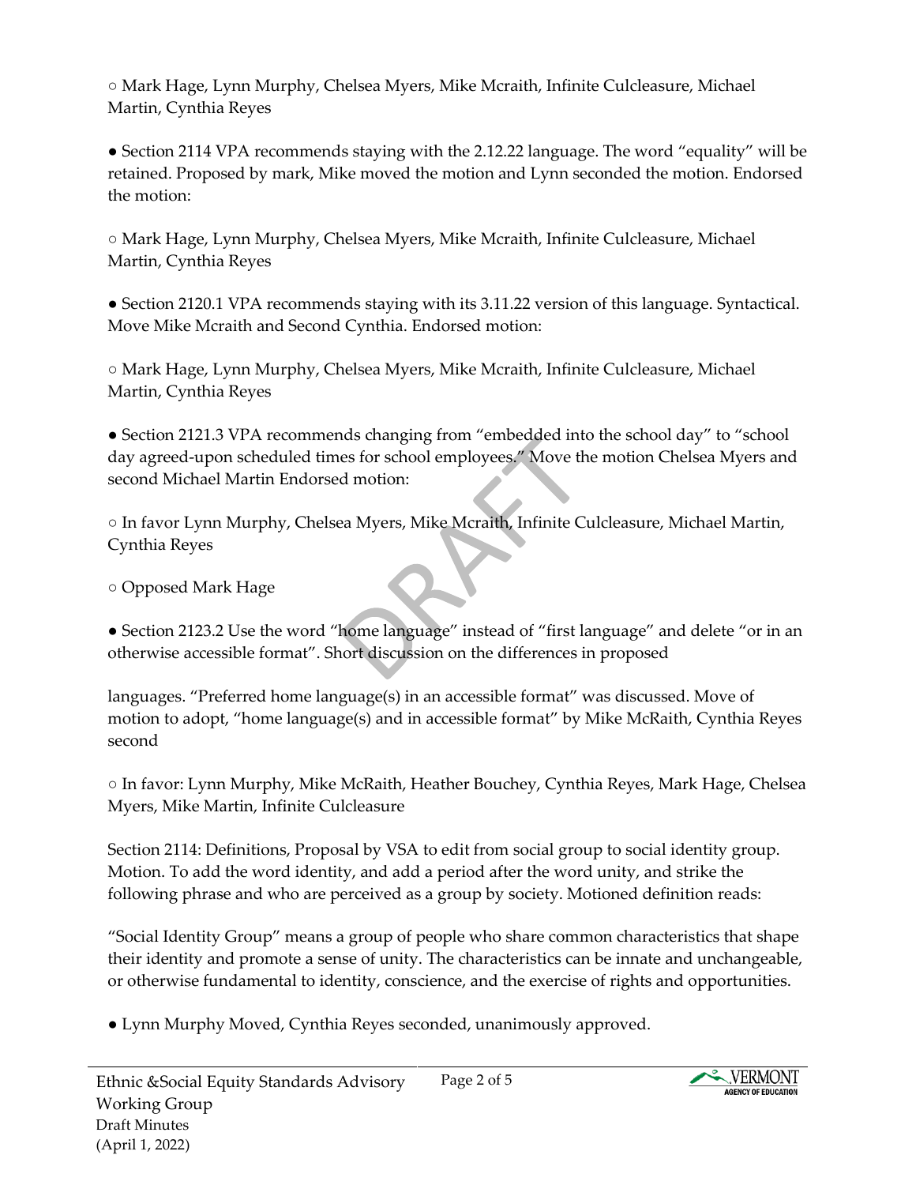- Mark Hage, Lynn Murphy, Chelsea Myers, Mike Mcraith, Infinite Culcleasure, Michael Martin, Cynthia Reyes

- Section 2114 VPA recommends staying with the 2.12.22 language. The word "equality" will be retained. Proposed by mark, Mike moved the motion and Lynn seconded the motion. Endorsed the motion:
  - Mark Hage, Lynn Murphy, Chelsea Myers, Mike Mcraith, Infinite Culcleasure, Michael Martin, Cynthia Reyes

- Section 2120.1 VPA recommends staying with its 3.11.22 version of this language. Syntactical. Move Mike Mcraith and Second Cynthia. Endorsed motion:
  - Mark Hage, Lynn Murphy, Chelsea Myers, Mike Mcraith, Infinite Culcleasure, Michael Martin, Cynthia Reyes

- Section 2121.3 VPA recommends changing from "embedded into the school day" to "school day agreed-upon scheduled times for school employees." Move the motion Chelsea Myers and second Michael Martin Endorsed motion:
  - In favor Lynn Murphy, Chelsea Myers, Mike Mcraith, Infinite Culcleasure, Michael Martin, Cynthia Reyes
  - Opposed Mark Hage

- Section 2123.2 Use the word "home language" instead of "first language" and delete "or in an otherwise accessible format". Short discussion on the differences in proposed languages. "Preferred home language(s) in an accessible format" was discussed. Move of motion to adopt, "home language(s) and in accessible format" by Mike McRaith, Cynthia Reyes second
  - In favor: Lynn Murphy, Mike McRaith, Heather Bouchey, Cynthia Reyes, Mark Hage, Chelsea Myers, Mike Martin, Infinite Culcleasure

Section 2114: Definitions, Proposal by VSA to edit from social group to social identity group. Motion. To add the word identity, and add a period after the word unity, and strike the following phrase and who are perceived as a group by society. Motioned definition reads:

"Social Identity Group" means a group of people who share common characteristics that shape their identity and promote a sense of unity. The characteristics can be innate and unchangeable, or otherwise fundamental to identity, conscience, and the exercise of rights and opportunities.

- Lynn Murphy Moved, Cynthia Reyes seconded, unanimously approved.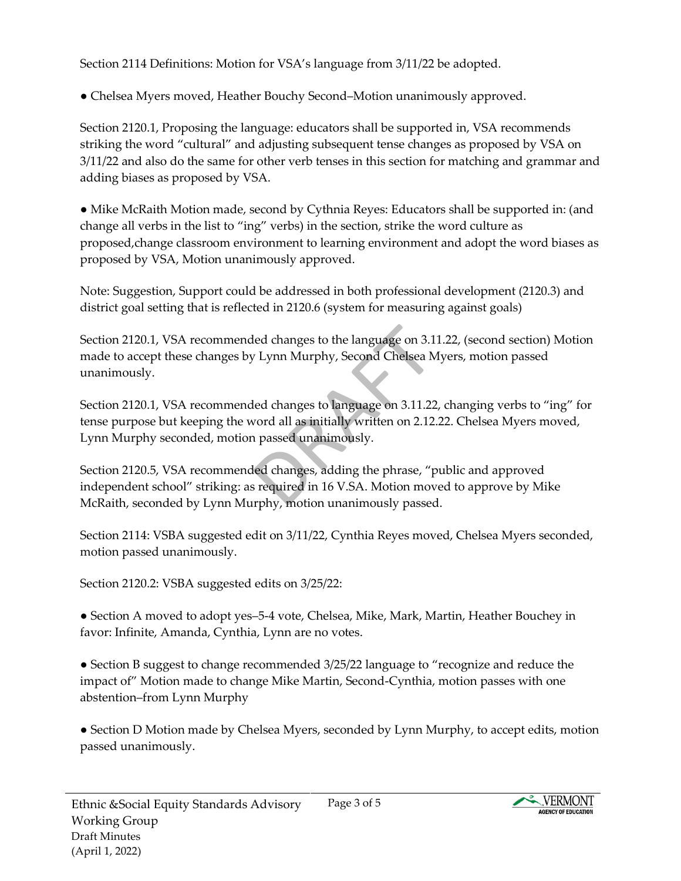Section 2114 Definitions: Motion for VSA's language from 3/11/22 be adopted.

- Chelsea Myers moved, Heather Bouchy Second–Motion unanimously approved.

Section 2120.1, Proposing the language: educators shall be supported in, VSA recommends striking the word "cultural" and adjusting subsequent tense changes as proposed by VSA on 3/11/22 and also do the same for other verb tenses in this section for matching and grammar and adding biases as proposed by VSA.

- Mike McRaith Motion made, second by Cythnia Reyes: Educators shall be supported in: (and change all verbs in the list to "ing" verbs) in the section, strike the word culture as proposed,change classroom environment to learning environment and adopt the word biases as proposed by VSA, Motion unanimously approved.

Note: Suggestion, Support could be addressed in both professional development (2120.3) and district goal setting that is reflected in 2120.6 (system for measuring against goals)

Section 2120.1, VSA recommended changes to the language on 3.11.22, (second section) Motion made to accept these changes by Lynn Murphy, Second Chelsea Myers, motion passed unanimously.

Section 2120.1, VSA recommended changes to language on 3.11.22, changing verbs to "ing" for tense purpose but keeping the word all as initially written on 2.12.22. Chelsea Myers moved, Lynn Murphy seconded, motion passed unanimously.

Section 2120.5, VSA recommended changes, adding the phrase, "public and approved independent school" striking: as required in 16 V.SA. Motion moved to approve by Mike McRaith, seconded by Lynn Murphy, motion unanimously passed.

Section 2114: VSBA suggested edit on 3/11/22, Cynthia Reyes moved, Chelsea Myers seconded, motion passed unanimously.

Section 2120.2: VSBA suggested edits on 3/25/22:

- Section A moved to adopt yes–5-4 vote, Chelsea, Mike, Mark, Martin, Heather Bouchey in favor: Infinite, Amanda, Cynthia, Lynn are no votes.
- Section B suggest to change recommended 3/25/22 language to "recognize and reduce the impact of" Motion made to change Mike Martin, Second-Cynthia, motion passes with one abstention–from Lynn Murphy
- Section D Motion made by Chelsea Myers, seconded by Lynn Murphy, to accept edits, motion passed unanimously.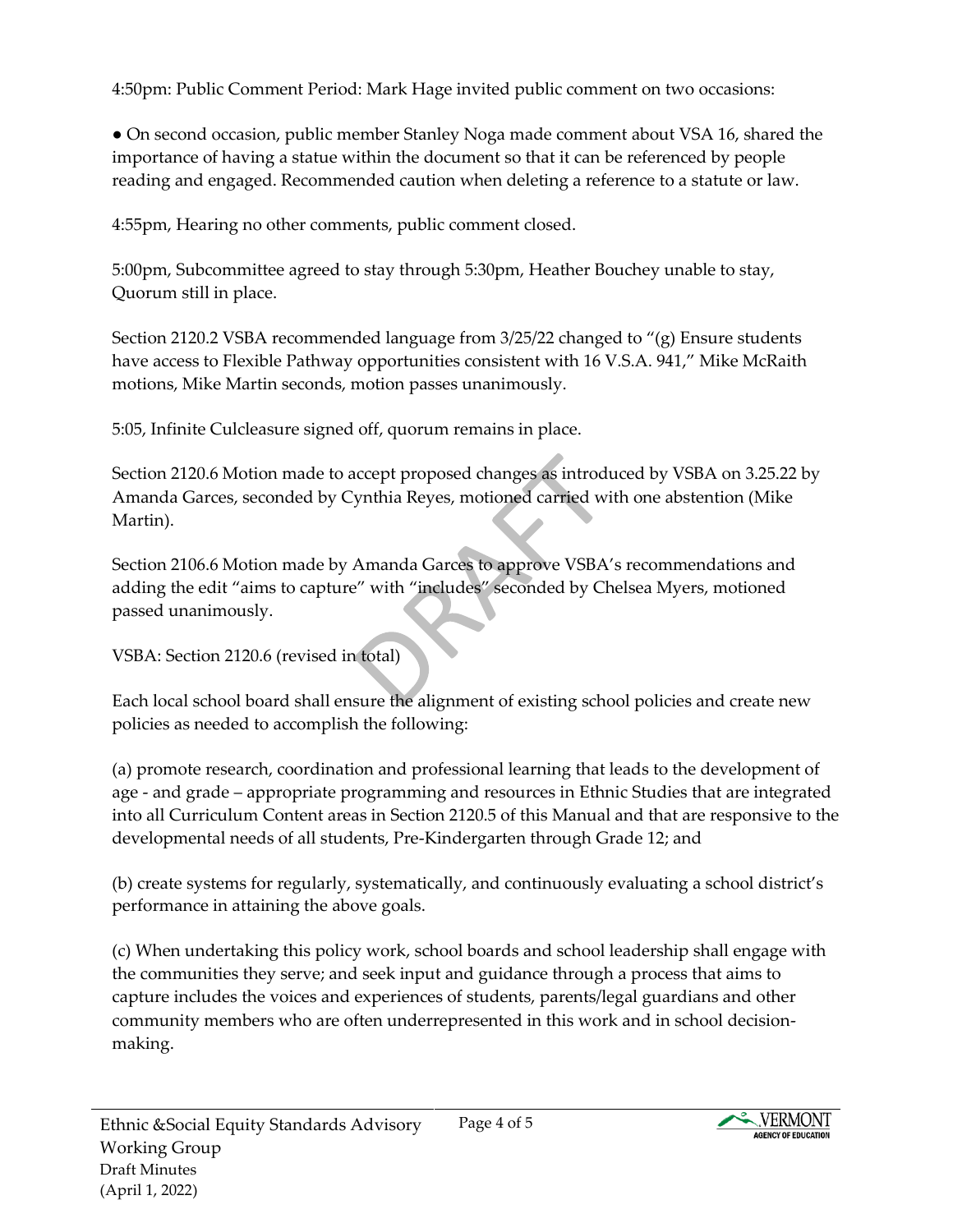4:50pm: Public Comment Period: Mark Hage invited public comment on two occasions:

- On second occasion, public member Stanley Noga made comment about VSA 16, shared the importance of having a statue within the document so that it can be referenced by people reading and engaged. Recommended caution when deleting a reference to a statute or law.

4:55pm, Hearing no other comments, public comment closed.

5:00pm, Subcommittee agreed to stay through 5:30pm, Heather Bouchey unable to stay, Quorum still in place.

Section 2120.2 VSBA recommended language from 3/25/22 changed to "(g) Ensure students have access to Flexible Pathway opportunities consistent with 16 V.S.A. 941," Mike McRaith motions, Mike Martin seconds, motion passes unanimously.

5:05, Infinite Culcleasure signed off, quorum remains in place.

Section 2120.6 Motion made to accept proposed changes as introduced by VSBA on 3.25.22 by Amanda Garces, seconded by Cynthia Reyes, motioned carried with one abstention (Mike Martin).

Section 2106.6 Motion made by Amanda Garces to approve VSBA's recommendations and adding the edit "aims to capture" with "includes" seconded by Chelsea Myers, motioned passed unanimously.

VSBA: Section 2120.6 (revised in total)

Each local school board shall ensure the alignment of existing school policies and create new policies as needed to accomplish the following:

(a) promote research, coordination and professional learning that leads to the development of age - and grade – appropriate programming and resources in Ethnic Studies that are integrated into all Curriculum Content areas in Section 2120.5 of this Manual and that are responsive to the developmental needs of all students, Pre-Kindergarten through Grade 12; and

(b) create systems for regularly, systematically, and continuously evaluating a school district's performance in attaining the above goals.

(c) When undertaking this policy work, school boards and school leadership shall engage with the communities they serve; and seek input and guidance through a process that aims to capture includes the voices and experiences of students, parents/legal guardians and other community members who are often underrepresented in this work and in school decision-making.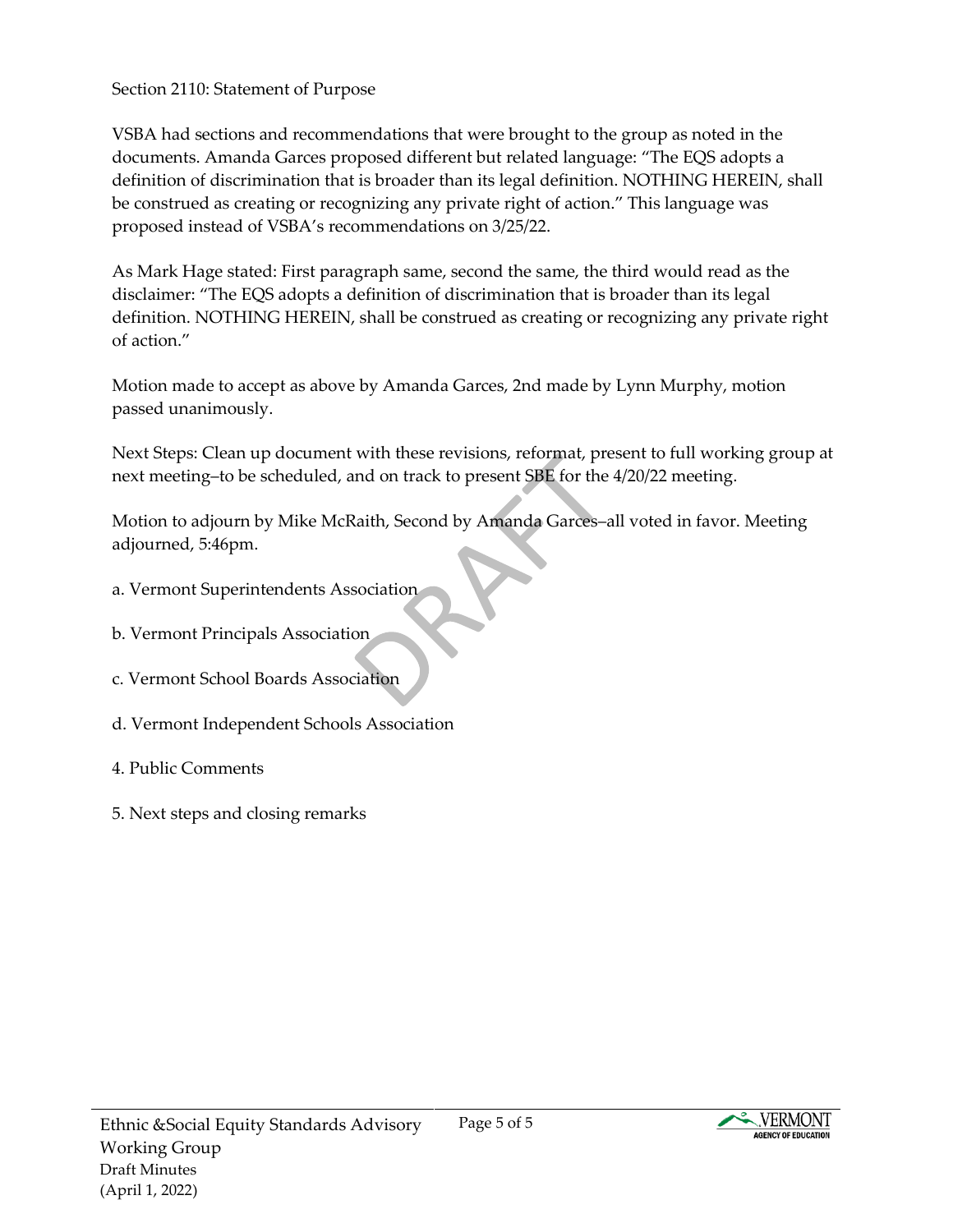Section 2110: Statement of Purpose

VSBA had sections and recommendations that were brought to the group as noted in the documents. Amanda Garces proposed different but related language: "The EQS adopts a definition of discrimination that is broader than its legal definition. NOTHING HEREIN, shall be construed as creating or recognizing any private right of action." This language was proposed instead of VSBA's recommendations on 3/25/22.

As Mark Hage stated: First paragraph same, second the same, the third would read as the disclaimer: "The EQS adopts a definition of discrimination that is broader than its legal definition. NOTHING HEREIN, shall be construed as creating or recognizing any private right of action."

Motion made to accept as above by Amanda Garces, 2nd made by Lynn Murphy, motion passed unanimously.

Next Steps: Clean up document with these revisions, reformat, present to full working group at next meeting–to be scheduled, and on track to present SBE for the 4/20/22 meeting.

Motion to adjourn by Mike McRaith, Second by Amanda Garces–all voted in favor. Meeting adjourned, 5:46pm.

a. Vermont Superintendents Association

b. Vermont Principals Association

c. Vermont School Boards Association

d. Vermont Independent Schools Association

4. Public Comments

5. Next steps and closing remarks